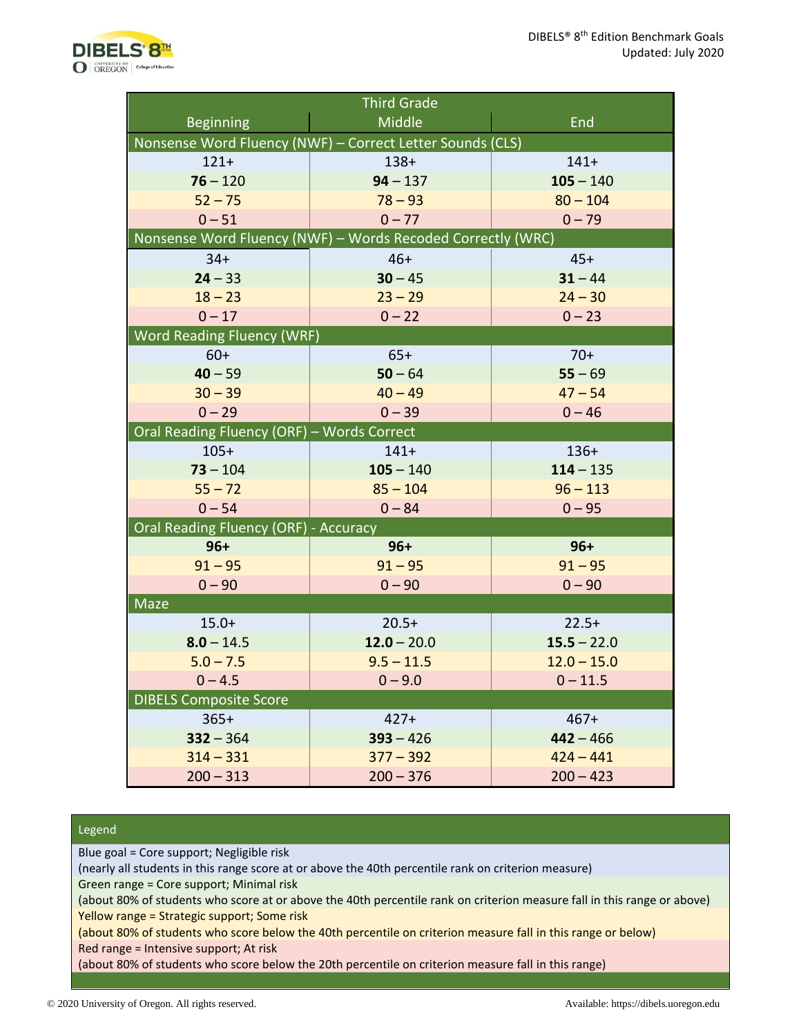DIBELS® 8th Edition Benchmark Goals
Updated: July 2020

| Third Grade | | |
|---|---|---|
| Beginning | Middle | End |
| **Nonsense Word Fluency (NWF) – Correct Letter Sounds (CLS)** | | |
| 121+ | 138+ | 141+ |
| **76** – 120 | **94** – 137 | **105** – 140 |
| 52 – 75 | 78 – 93 | 80 – 104 |
| 0 – 51 | 0 – 77 | 0 – 79 |
| **Nonsense Word Fluency (NWF) – Words Recoded Correctly (WRC)** | | |
| 34+ | 46+ | 45+ |
| **24** – 33 | **30** – 45 | **31** – 44 |
| 18 – 23 | 23 – 29 | 24 – 30 |
| 0 – 17 | 0 – 22 | 0 – 23 |
| **Word Reading Fluency (WRF)** | | |
| 60+ | 65+ | 70+ |
| **40** – 59 | **50** – 64 | **55** – 69 |
| 30 – 39 | 40 – 49 | 47 – 54 |
| 0 – 29 | 0 – 39 | 0 – 46 |
| **Oral Reading Fluency (ORF) – Words Correct** | | |
| 105+ | 141+ | 136+ |
| **73** – 104 | **105** – 140 | **114** – 135 |
| 55 – 72 | 85 – 104 | 96 – 113 |
| 0 – 54 | 0 – 84 | 0 – 95 |
| **Oral Reading Fluency (ORF) - Accuracy** | | |
| **96+** | **96+** | **96+** |
| 91 – 95 | 91 – 95 | 91 – 95 |
| 0 – 90 | 0 – 90 | 0 – 90 |
| **Maze** | | |
| 15.0+ | 20.5+ | 22.5+ |
| **8.0** – 14.5 | **12.0** – 20.0 | **15.5** – 22.0 |
| 5.0 – 7.5 | 9.5 – 11.5 | 12.0 – 15.0 |
| 0 – 4.5 | 0 – 9.0 | 0 – 11.5 |
| **DIBELS Composite Score** | | |
| 365+ | 427+ | 467+ |
| **332** – 364 | **393** – 426 | **442** – 466 |
| 314 – 331 | 377 – 392 | 424 – 441 |
| 200 – 313 | 200 – 376 | 200 – 423 |

**Legend**

Blue goal = Core support; Negligible risk
(nearly all students in this range score at or above the 40th percentile rank on criterion measure)

Green range = Core support; Minimal risk
(about 80% of students who score at or above the 40th percentile rank on criterion measure fall in this range or above)

Yellow range = Strategic support; Some risk
(about 80% of students who score below the 40th percentile on criterion measure fall in this range or below)

Red range = Intensive support; At risk
(about 80% of students who score below the 20th percentile on criterion measure fall in this range)

© 2020 University of Oregon. All rights reserved. Available: https://dibels.uoregon.edu